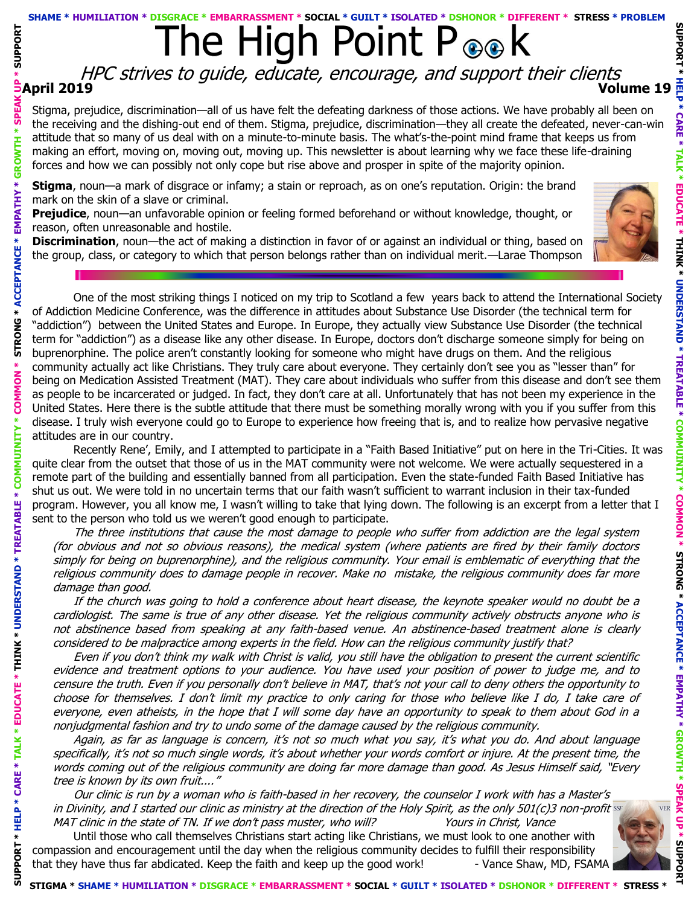# The High Point Peek

*HPC strives to guide, educate, encourage, and support their clients*

**April 2019** **Volume 19**

Stigma, prejudice, discrimination—all of us have felt the defeating darkness of those actions. We have probably all been on the receiving and the dishing-out end of them. Stigma, prejudice, discrimination—they all create the defeated, never-can-win attitude that so many of us deal with on a minute-to-minute basis. The what's-the-point mind frame that keeps us from making an effort, moving on, moving out, moving up. This newsletter is about learning why we face these life-draining forces and how we can possibly not only cope but rise above and prosper in spite of the majority opinion.

**Stigma**, noun—a mark of disgrace or infamy; a stain or reproach, as on one's reputation. Origin: the brand mark on the skin of a slave or criminal.

**Prejudice**, noun—an unfavorable opinion or feeling formed beforehand or without knowledge, thought, or reason, often unreasonable and hostile.

**Discrimination**, noun—the act of making a distinction in favor of or against an individual or thing, based on the group, class, or category to which that person belongs rather than on individual merit.—Larae Thompson

---

One of the most striking things I noticed on my trip to Scotland a few years back to attend the International Society of Addiction Medicine Conference, was the difference in attitudes about Substance Use Disorder (the technical term for "addiction") between the United States and Europe. In Europe, they actually view Substance Use Disorder (the technical term for "addiction") as a disease like any other disease. In Europe, doctors don't discharge someone simply for being on buprenorphine. The police aren't constantly looking for someone who might have drugs on them. And the religious community actually act like Christians. They truly care about everyone. They certainly don't see you as "lesser than" for being on Medication Assisted Treatment (MAT). They care about individuals who suffer from this disease and don't see them as people to be incarcerated or judged. In fact, they don't care at all. Unfortunately that has not been my experience in the United States. Here there is the subtle attitude that there must be something morally wrong with you if you suffer from this disease. I truly wish everyone could go to Europe to experience how freeing that is, and to realize how pervasive negative attitudes are in our country.

Recently Rene', Emily, and I attempted to participate in a "Faith Based Initiative" put on here in the Tri-Cities. It was quite clear from the outset that those of us in the MAT community were not welcome. We were actually sequestered in a remote part of the building and essentially banned from all participation. Even the state-funded Faith Based Initiative has shut us out. We were told in no uncertain terms that our faith wasn't sufficient to warrant inclusion in their tax-funded program. However, you all know me, I wasn't willing to take that lying down. The following is an excerpt from a letter that I sent to the person who told us we weren't good enough to participate.

*The three institutions that cause the most damage to people who suffer from addiction are the legal system (for obvious and not so obvious reasons), the medical system (where patients are fired by their family doctors simply for being on buprenorphine), and the religious community. Your email is emblematic of everything that the religious community does to damage people in recover. Make no mistake, the religious community does far more damage than good.*

*If the church was going to hold a conference about heart disease, the keynote speaker would no doubt be a cardiologist. The same is true of any other disease. Yet the religious community actively obstructs anyone who is not abstinence based from speaking at any faith-based venue. An abstinence-based treatment alone is clearly considered to be malpractice among experts in the field. How can the religious community justify that?*

*Even if you don't think my walk with Christ is valid, you still have the obligation to present the current scientific evidence and treatment options to your audience. You have used your position of power to judge me, and to censure the truth. Even if you personally don't believe in MAT, that's not your call to deny others the opportunity to choose for themselves. I don't limit my practice to only caring for those who believe like I do, I take care of everyone, even atheists, in the hope that I will some day have an opportunity to speak to them about God in a nonjudgmental fashion and try to undo some of the damage caused by the religious community.*

*Again, as far as language is concerned, it's not so much what you say, it's what you do. And about language specifically, it's not so much single words, it's about whether your words comfort or injure. At the present time, the words coming out of the religious community are doing far more damage than good. As Jesus Himself said, "Every tree is known by its own fruit...."*

*Our clinic is run by a woman who is faith-based in her recovery, the counselor I work with has a Master's in Divinity, and I started our clinic as ministry at the direction of the Holy Spirit, as the only 501(c)3 non-profit MAT clinic in the state of TN. If we don't pass muster, who will?* *Yours in Christ, Vance*

Until those who call themselves Christians start acting like Christians, we must look to one another with compassion and encouragement until the day when the religious community decides to fulfill their responsibility that they have thus far abdicated. Keep the faith and keep up the good work! - Vance Shaw, MD, FSAMA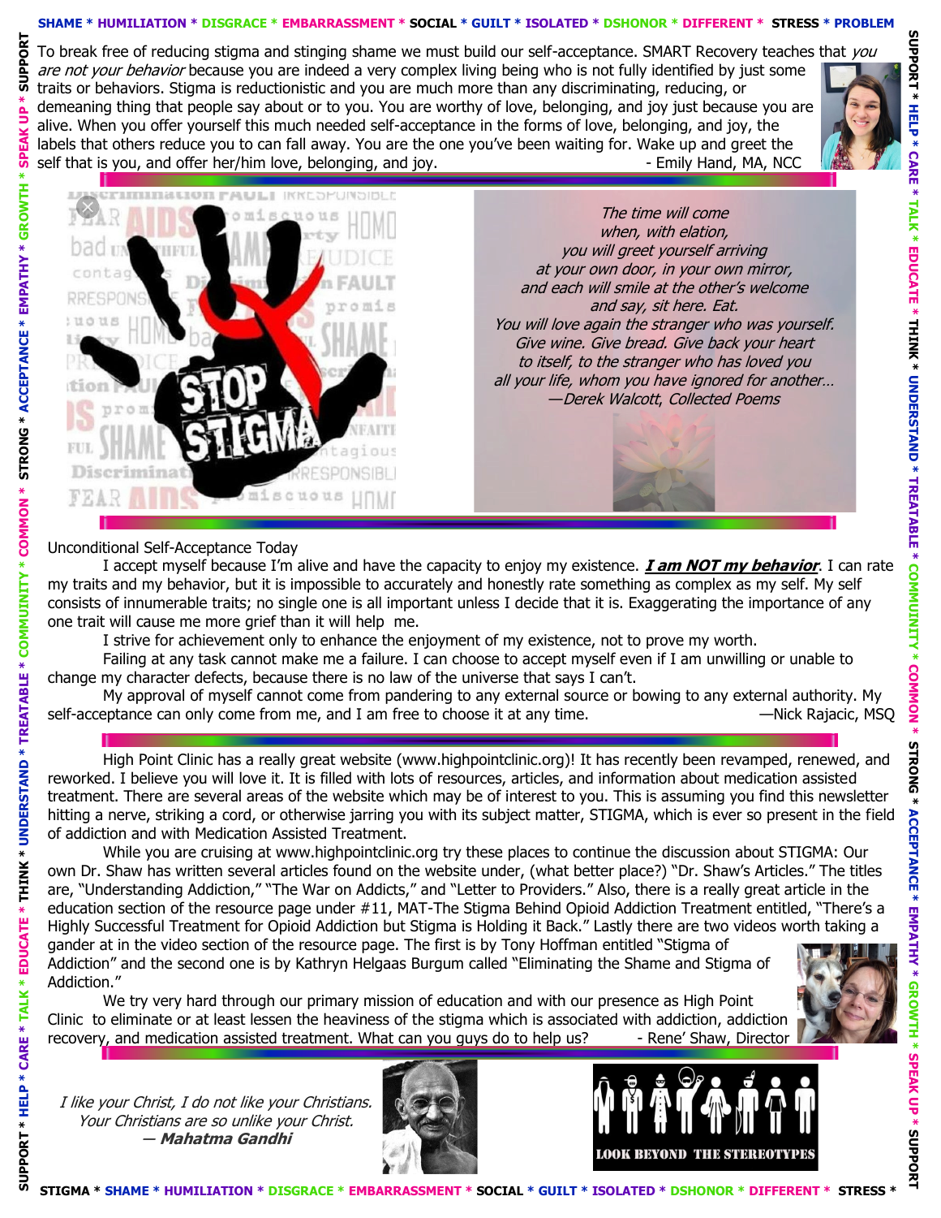To break free of reducing stigma and stinging shame we must build our self-acceptance. SMART Recovery teaches that *you are not your behavior* because you are indeed a very complex living being who is not fully identified by just some traits or behaviors. Stigma is reductionistic and you are much more than any discriminating, reducing, or demeaning thing that people say about or to you. You are worthy of love, belonging, and joy just because you are alive. When you offer yourself this much needed self-acceptance in the forms of love, belonging, and joy, the labels that others reduce you to can fall away. You are the one you've been waiting for. Wake up and greet the self that is you, and offer her/him love, belonging, and joy. - Emily Hand, MA, NCC

*The time will come*
*when, with elation,*
*you will greet yourself arriving*
*at your own door, in your own mirror,*
*and each will smile at the other's welcome*
*and say, sit here. Eat.*
*You will love again the stranger who was yourself.*
*Give wine. Give bread. Give back your heart*
*to itself, to the stranger who has loved you*
*all your life, whom you have ignored for another…*
*—Derek Walcott, Collected Poems*

Unconditional Self-Acceptance Today

I accept myself because I'm alive and have the capacity to enjoy my existence. ***I am NOT my behavior***. I can rate my traits and my behavior, but it is impossible to accurately and honestly rate something as complex as my self. My self consists of innumerable traits; no single one is all important unless I decide that it is. Exaggerating the importance of any one trait will cause me more grief than it will help me.

I strive for achievement only to enhance the enjoyment of my existence, not to prove my worth.

Failing at any task cannot make me a failure. I can choose to accept myself even if I am unwilling or unable to change my character defects, because there is no law of the universe that says I can't.

My approval of myself cannot come from pandering to any external source or bowing to any external authority. My self-acceptance can only come from me, and I am free to choose it at any time. —Nick Rajacic, MSQ

High Point Clinic has a really great website (www.highpointclinic.org)! It has recently been revamped, renewed, and reworked. I believe you will love it. It is filled with lots of resources, articles, and information about medication assisted treatment. There are several areas of the website which may be of interest to you. This is assuming you find this newsletter hitting a nerve, striking a cord, or otherwise jarring you with its subject matter, STIGMA, which is ever so present in the field of addiction and with Medication Assisted Treatment.

While you are cruising at www.highpointclinic.org try these places to continue the discussion about STIGMA: Our own Dr. Shaw has written several articles found on the website under, (what better place?) "Dr. Shaw's Articles." The titles are, "Understanding Addiction," "The War on Addicts," and "Letter to Providers." Also, there is a really great article in the education section of the resource page under #11, MAT-The Stigma Behind Opioid Addiction Treatment entitled, "There's a Highly Successful Treatment for Opioid Addiction but Stigma is Holding it Back." Lastly there are two videos worth taking a gander at in the video section of the resource page. The first is by Tony Hoffman entitled "Stigma of Addiction" and the second one is by Kathryn Helgaas Burgum called "Eliminating the Shame and Stigma of Addiction."

We try very hard through our primary mission of education and with our presence as High Point Clinic to eliminate or at least lessen the heaviness of the stigma which is associated with addiction, addiction recovery, and medication assisted treatment. What can you guys do to help us? - Rene' Shaw, Director

*I like your Christ, I do not like your Christians.*
*Your Christians are so unlike your Christ.*
*— **Mahatma Gandhi***

LOOK BEYOND THE STEREOTYPES